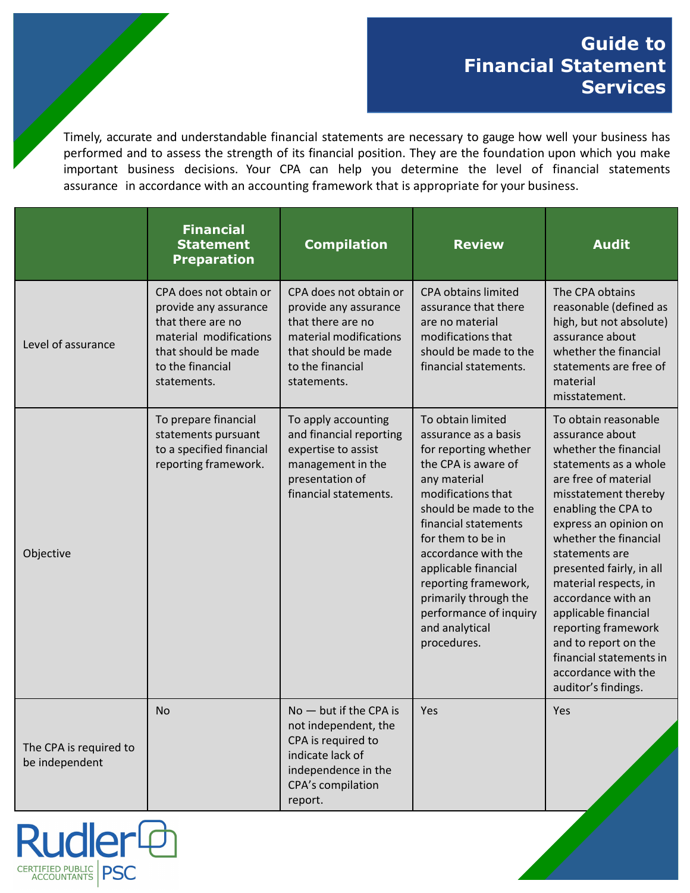# Guide to Financial Statement Services

Timely, accurate and understandable financial statements are necessary to gauge how well your business has performed and to assess the strength of its financial position. They are the foundation upon which you make important business decisions. Your CPA can help you determine the level of financial statements assurance in accordance with an accounting framework that is appropriate for your business.

| | Financial Statement Preparation | Compilation | Review | Audit |
|---|---|---|---|---|
| Level of assurance | CPA does not obtain or provide any assurance that there are no material modifications that should be made to the financial statements. | CPA does not obtain or provide any assurance that there are no material modifications that should be made to the financial statements. | CPA obtains limited assurance that there are no material modifications that should be made to the financial statements. | The CPA obtains reasonable (defined as high, but not absolute) assurance about whether the financial statements are free of material misstatement. |
| Objective | To prepare financial statements pursuant to a specified financial reporting framework. | To apply accounting and financial reporting expertise to assist management in the presentation of financial statements. | To obtain limited assurance as a basis for reporting whether the CPA is aware of any material modifications that should be made to the financial statements for them to be in accordance with the applicable financial reporting framework, primarily through the performance of inquiry and analytical procedures. | To obtain reasonable assurance about whether the financial statements as a whole are free of material misstatement thereby enabling the CPA to express an opinion on whether the financial statements are presented fairly, in all material respects, in accordance with an applicable financial reporting framework and to report on the financial statements in accordance with the auditor's findings. |
| The CPA is required to be independent | No | No — but if the CPA is not independent, the CPA is required to indicate lack of independence in the CPA's compilation report. | Yes | Yes |

Rudler PSC
CERTIFIED PUBLIC ACCOUNTANTS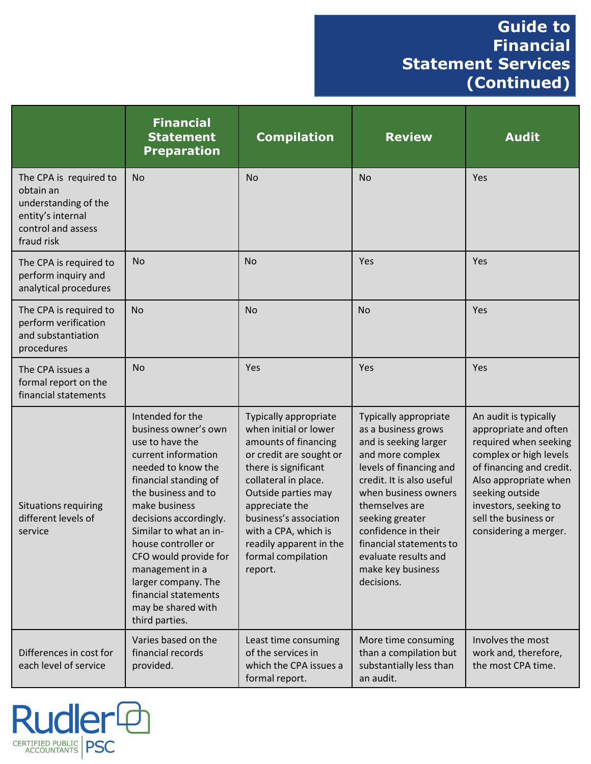# Guide to Financial Statement Services (Continued)

| | Financial Statement Preparation | Compilation | Review | Audit |
|---|---|---|---|---|
| The CPA is required to obtain an understanding of the entity's internal control and assess fraud risk | No | No | No | Yes |
| The CPA is required to perform inquiry and analytical procedures | No | No | Yes | Yes |
| The CPA is required to perform verification and substantiation procedures | No | No | No | Yes |
| The CPA issues a formal report on the financial statements | No | Yes | Yes | Yes |
| Situations requiring different levels of service | Intended for the business owner's own use to have the current information needed to know the financial standing of the business and to make business decisions accordingly. Similar to what an in-house controller or CFO would provide for management in a larger company. The financial statements may be shared with third parties. | Typically appropriate when initial or lower amounts of financing or credit are sought or there is significant collateral in place. Outside parties may appreciate the business's association with a CPA, which is readily apparent in the formal compilation report. | Typically appropriate as a business grows and is seeking larger and more complex levels of financing and credit. It is also useful when business owners themselves are seeking greater confidence in their financial statements to evaluate results and make key business decisions. | An audit is typically appropriate and often required when seeking complex or high levels of financing and credit. Also appropriate when seeking outside investors, seeking to sell the business or considering a merger. |
| Differences in cost for each level of service | Varies based on the financial records provided. | Least time consuming of the services in which the CPA issues a formal report. | More time consuming than a compilation but substantially less than an audit. | Involves the most work and, therefore, the most CPA time. |

Rudler PSC
CERTIFIED PUBLIC ACCOUNTANTS